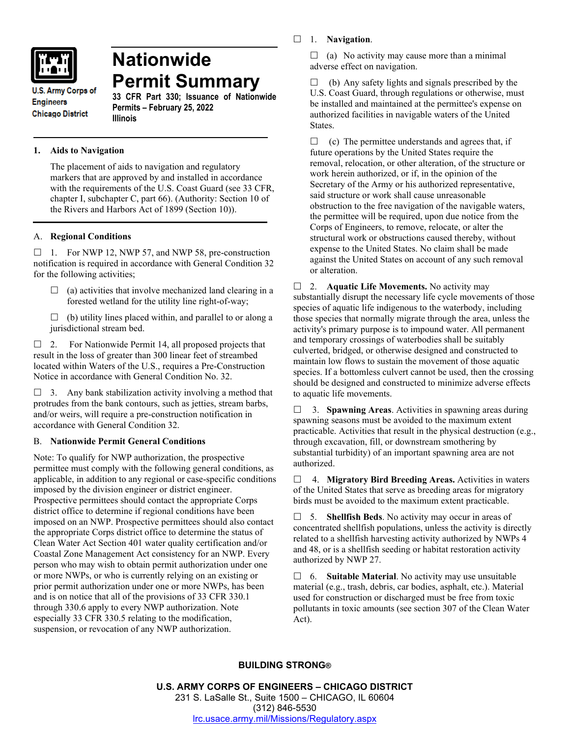U.S. Army Corps of Engineers
Chicago District

# Nationwide Permit Summary

**33 CFR Part 330; Issuance of Nationwide Permits – February 25, 2022**
**Illinois**

## 1. Aids to Navigation

The placement of aids to navigation and regulatory markers that are approved by and installed in accordance with the requirements of the U.S. Coast Guard (see 33 CFR, chapter I, subchapter C, part 66). (Authority: Section 10 of the Rivers and Harbors Act of 1899 (Section 10)).

### A. Regional Conditions

☐ 1. For NWP 12, NWP 57, and NWP 58, pre-construction notification is required in accordance with General Condition 32 for the following activities;

☐ (a) activities that involve mechanized land clearing in a forested wetland for the utility line right-of-way;

☐ (b) utility lines placed within, and parallel to or along a jurisdictional stream bed.

☐ 2. For Nationwide Permit 14, all proposed projects that result in the loss of greater than 300 linear feet of streambed located within Waters of the U.S., requires a Pre-Construction Notice in accordance with General Condition No. 32.

☐ 3. Any bank stabilization activity involving a method that protrudes from the bank contours, such as jetties, stream barbs, and/or weirs, will require a pre-construction notification in accordance with General Condition 32.

### B. Nationwide Permit General Conditions

Note: To qualify for NWP authorization, the prospective permittee must comply with the following general conditions, as applicable, in addition to any regional or case-specific conditions imposed by the division engineer or district engineer. Prospective permittees should contact the appropriate Corps district office to determine if regional conditions have been imposed on an NWP. Prospective permittees should also contact the appropriate Corps district office to determine the status of Clean Water Act Section 401 water quality certification and/or Coastal Zone Management Act consistency for an NWP. Every person who may wish to obtain permit authorization under one or more NWPs, or who is currently relying on an existing or prior permit authorization under one or more NWPs, has been and is on notice that all of the provisions of 33 CFR 330.1 through 330.6 apply to every NWP authorization. Note especially 33 CFR 330.5 relating to the modification, suspension, or revocation of any NWP authorization.

☐ 1. **Navigation**.

☐ (a) No activity may cause more than a minimal adverse effect on navigation.

☐ (b) Any safety lights and signals prescribed by the U.S. Coast Guard, through regulations or otherwise, must be installed and maintained at the permittee's expense on authorized facilities in navigable waters of the United States.

☐ (c) The permittee understands and agrees that, if future operations by the United States require the removal, relocation, or other alteration, of the structure or work herein authorized, or if, in the opinion of the Secretary of the Army or his authorized representative, said structure or work shall cause unreasonable obstruction to the free navigation of the navigable waters, the permittee will be required, upon due notice from the Corps of Engineers, to remove, relocate, or alter the structural work or obstructions caused thereby, without expense to the United States. No claim shall be made against the United States on account of any such removal or alteration.

☐ 2. **Aquatic Life Movements.** No activity may substantially disrupt the necessary life cycle movements of those species of aquatic life indigenous to the waterbody, including those species that normally migrate through the area, unless the activity's primary purpose is to impound water. All permanent and temporary crossings of waterbodies shall be suitably culverted, bridged, or otherwise designed and constructed to maintain low flows to sustain the movement of those aquatic species. If a bottomless culvert cannot be used, then the crossing should be designed and constructed to minimize adverse effects to aquatic life movements.

☐ 3. **Spawning Areas**. Activities in spawning areas during spawning seasons must be avoided to the maximum extent practicable. Activities that result in the physical destruction (e.g., through excavation, fill, or downstream smothering by substantial turbidity) of an important spawning area are not authorized.

☐ 4. **Migratory Bird Breeding Areas.** Activities in waters of the United States that serve as breeding areas for migratory birds must be avoided to the maximum extent practicable.

☐ 5. **Shellfish Beds**. No activity may occur in areas of concentrated shellfish populations, unless the activity is directly related to a shellfish harvesting activity authorized by NWPs 4 and 48, or is a shellfish seeding or habitat restoration activity authorized by NWP 27.

☐ 6. **Suitable Material**. No activity may use unsuitable material (e.g., trash, debris, car bodies, asphalt, etc.). Material used for construction or discharged must be free from toxic pollutants in toxic amounts (see section 307 of the Clean Water Act).

**BUILDING STRONG®**

**U.S. ARMY CORPS OF ENGINEERS – CHICAGO DISTRICT**
231 S. LaSalle St., Suite 1500 – CHICAGO, IL 60604
(312) 846-5530
lrc.usace.army.mil/Missions/Regulatory.aspx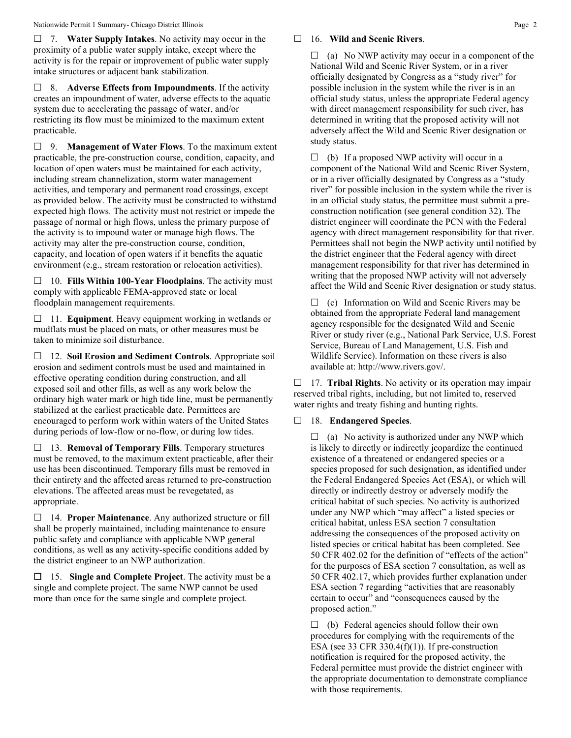☐ 7. **Water Supply Intakes**. No activity may occur in the proximity of a public water supply intake, except where the activity is for the repair or improvement of public water supply intake structures or adjacent bank stabilization.

☐ 8. **Adverse Effects from Impoundments**. If the activity creates an impoundment of water, adverse effects to the aquatic system due to accelerating the passage of water, and/or restricting its flow must be minimized to the maximum extent practicable.

☐ 9. **Management of Water Flows**. To the maximum extent practicable, the pre-construction course, condition, capacity, and location of open waters must be maintained for each activity, including stream channelization, storm water management activities, and temporary and permanent road crossings, except as provided below. The activity must be constructed to withstand expected high flows. The activity must not restrict or impede the passage of normal or high flows, unless the primary purpose of the activity is to impound water or manage high flows. The activity may alter the pre-construction course, condition, capacity, and location of open waters if it benefits the aquatic environment (e.g., stream restoration or relocation activities).

☐ 10. **Fills Within 100-Year Floodplains**. The activity must comply with applicable FEMA-approved state or local floodplain management requirements.

☐ 11. **Equipment**. Heavy equipment working in wetlands or mudflats must be placed on mats, or other measures must be taken to minimize soil disturbance.

☐ 12. **Soil Erosion and Sediment Controls**. Appropriate soil erosion and sediment controls must be used and maintained in effective operating condition during construction, and all exposed soil and other fills, as well as any work below the ordinary high water mark or high tide line, must be permanently stabilized at the earliest practicable date. Permittees are encouraged to perform work within waters of the United States during periods of low-flow or no-flow, or during low tides.

☐ 13. **Removal of Temporary Fills**. Temporary structures must be removed, to the maximum extent practicable, after their use has been discontinued. Temporary fills must be removed in their entirety and the affected areas returned to pre-construction elevations. The affected areas must be revegetated, as appropriate.

☐ 14. **Proper Maintenance**. Any authorized structure or fill shall be properly maintained, including maintenance to ensure public safety and compliance with applicable NWP general conditions, as well as any activity-specific conditions added by the district engineer to an NWP authorization.

☐ 15. **Single and Complete Project**. The activity must be a single and complete project. The same NWP cannot be used more than once for the same single and complete project.

☐ 16. **Wild and Scenic Rivers**.

☐ (a) No NWP activity may occur in a component of the National Wild and Scenic River System, or in a river officially designated by Congress as a "study river" for possible inclusion in the system while the river is in an official study status, unless the appropriate Federal agency with direct management responsibility for such river, has determined in writing that the proposed activity will not adversely affect the Wild and Scenic River designation or study status.

☐ (b) If a proposed NWP activity will occur in a component of the National Wild and Scenic River System, or in a river officially designated by Congress as a "study river" for possible inclusion in the system while the river is in an official study status, the permittee must submit a pre-construction notification (see general condition 32). The district engineer will coordinate the PCN with the Federal agency with direct management responsibility for that river. Permittees shall not begin the NWP activity until notified by the district engineer that the Federal agency with direct management responsibility for that river has determined in writing that the proposed NWP activity will not adversely affect the Wild and Scenic River designation or study status.

☐ (c) Information on Wild and Scenic Rivers may be obtained from the appropriate Federal land management agency responsible for the designated Wild and Scenic River or study river (e.g., National Park Service, U.S. Forest Service, Bureau of Land Management, U.S. Fish and Wildlife Service). Information on these rivers is also available at: http://www.rivers.gov/.

☐ 17. **Tribal Rights**. No activity or its operation may impair reserved tribal rights, including, but not limited to, reserved water rights and treaty fishing and hunting rights.

☐ 18. **Endangered Species**.

☐ (a) No activity is authorized under any NWP which is likely to directly or indirectly jeopardize the continued existence of a threatened or endangered species or a species proposed for such designation, as identified under the Federal Endangered Species Act (ESA), or which will directly or indirectly destroy or adversely modify the critical habitat of such species. No activity is authorized under any NWP which "may affect" a listed species or critical habitat, unless ESA section 7 consultation addressing the consequences of the proposed activity on listed species or critical habitat has been completed. See 50 CFR 402.02 for the definition of "effects of the action" for the purposes of ESA section 7 consultation, as well as 50 CFR 402.17, which provides further explanation under ESA section 7 regarding "activities that are reasonably certain to occur" and "consequences caused by the proposed action."

☐ (b) Federal agencies should follow their own procedures for complying with the requirements of the ESA (see 33 CFR 330.4(f)(1)). If pre-construction notification is required for the proposed activity, the Federal permittee must provide the district engineer with the appropriate documentation to demonstrate compliance with those requirements.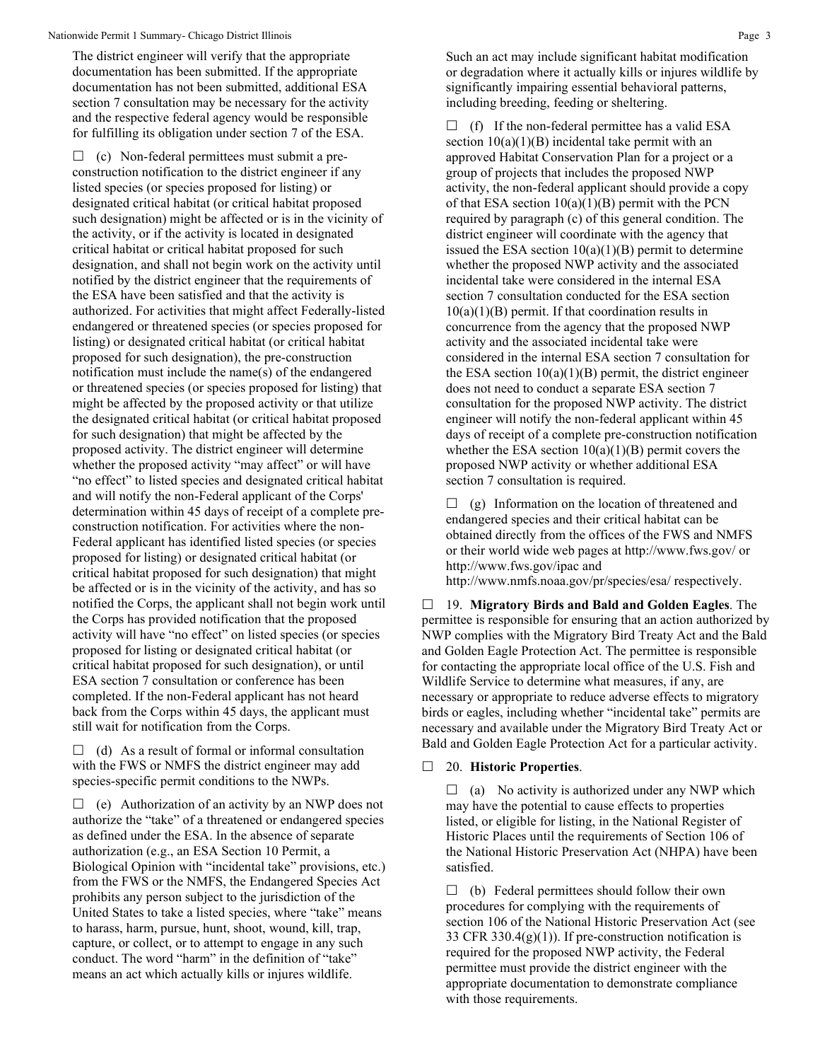The district engineer will verify that the appropriate documentation has been submitted. If the appropriate documentation has not been submitted, additional ESA section 7 consultation may be necessary for the activity and the respective federal agency would be responsible for fulfilling its obligation under section 7 of the ESA.

☐ (c) Non-federal permittees must submit a pre-construction notification to the district engineer if any listed species (or species proposed for listing) or designated critical habitat (or critical habitat proposed such designation) might be affected or is in the vicinity of the activity, or if the activity is located in designated critical habitat or critical habitat proposed for such designation, and shall not begin work on the activity until notified by the district engineer that the requirements of the ESA have been satisfied and that the activity is authorized. For activities that might affect Federally-listed endangered or threatened species (or species proposed for listing) or designated critical habitat (or critical habitat proposed for such designation), the pre-construction notification must include the name(s) of the endangered or threatened species (or species proposed for listing) that might be affected by the proposed activity or that utilize the designated critical habitat (or critical habitat proposed for such designation) that might be affected by the proposed activity. The district engineer will determine whether the proposed activity "may affect" or will have "no effect" to listed species and designated critical habitat and will notify the non-Federal applicant of the Corps' determination within 45 days of receipt of a complete pre-construction notification. For activities where the non-Federal applicant has identified listed species (or species proposed for listing) or designated critical habitat (or critical habitat proposed for such designation) that might be affected or is in the vicinity of the activity, and has so notified the Corps, the applicant shall not begin work until the Corps has provided notification that the proposed activity will have "no effect" on listed species (or species proposed for listing or designated critical habitat (or critical habitat proposed for such designation), or until ESA section 7 consultation or conference has been completed. If the non-Federal applicant has not heard back from the Corps within 45 days, the applicant must still wait for notification from the Corps.

☐ (d) As a result of formal or informal consultation with the FWS or NMFS the district engineer may add species-specific permit conditions to the NWPs.

☐ (e) Authorization of an activity by an NWP does not authorize the "take" of a threatened or endangered species as defined under the ESA. In the absence of separate authorization (e.g., an ESA Section 10 Permit, a Biological Opinion with "incidental take" provisions, etc.) from the FWS or the NMFS, the Endangered Species Act prohibits any person subject to the jurisdiction of the United States to take a listed species, where "take" means to harass, harm, pursue, hunt, shoot, wound, kill, trap, capture, or collect, or to attempt to engage in any such conduct. The word "harm" in the definition of "take" means an act which actually kills or injures wildlife. Such an act may include significant habitat modification or degradation where it actually kills or injures wildlife by significantly impairing essential behavioral patterns, including breeding, feeding or sheltering.

☐ (f) If the non-federal permittee has a valid ESA section 10(a)(1)(B) incidental take permit with an approved Habitat Conservation Plan for a project or a group of projects that includes the proposed NWP activity, the non-federal applicant should provide a copy of that ESA section 10(a)(1)(B) permit with the PCN required by paragraph (c) of this general condition. The district engineer will coordinate with the agency that issued the ESA section 10(a)(1)(B) permit to determine whether the proposed NWP activity and the associated incidental take were considered in the internal ESA section 7 consultation conducted for the ESA section 10(a)(1)(B) permit. If that coordination results in concurrence from the agency that the proposed NWP activity and the associated incidental take were considered in the internal ESA section 7 consultation for the ESA section 10(a)(1)(B) permit, the district engineer does not need to conduct a separate ESA section 7 consultation for the proposed NWP activity. The district engineer will notify the non-federal applicant within 45 days of receipt of a complete pre-construction notification whether the ESA section 10(a)(1)(B) permit covers the proposed NWP activity or whether additional ESA section 7 consultation is required.

☐ (g) Information on the location of threatened and endangered species and their critical habitat can be obtained directly from the offices of the FWS and NMFS or their world wide web pages at http://www.fws.gov/ or http://www.fws.gov/ipac and http://www.nmfs.noaa.gov/pr/species/esa/ respectively.

☐ 19. **Migratory Birds and Bald and Golden Eagles**. The permittee is responsible for ensuring that an action authorized by NWP complies with the Migratory Bird Treaty Act and the Bald and Golden Eagle Protection Act. The permittee is responsible for contacting the appropriate local office of the U.S. Fish and Wildlife Service to determine what measures, if any, are necessary or appropriate to reduce adverse effects to migratory birds or eagles, including whether "incidental take" permits are necessary and available under the Migratory Bird Treaty Act or Bald and Golden Eagle Protection Act for a particular activity.

☐ 20. **Historic Properties**.

☐ (a) No activity is authorized under any NWP which may have the potential to cause effects to properties listed, or eligible for listing, in the National Register of Historic Places until the requirements of Section 106 of the National Historic Preservation Act (NHPA) have been satisfied.

☐ (b) Federal permittees should follow their own procedures for complying with the requirements of section 106 of the National Historic Preservation Act (see 33 CFR 330.4(g)(1)). If pre-construction notification is required for the proposed NWP activity, the Federal permittee must provide the district engineer with the appropriate documentation to demonstrate compliance with those requirements.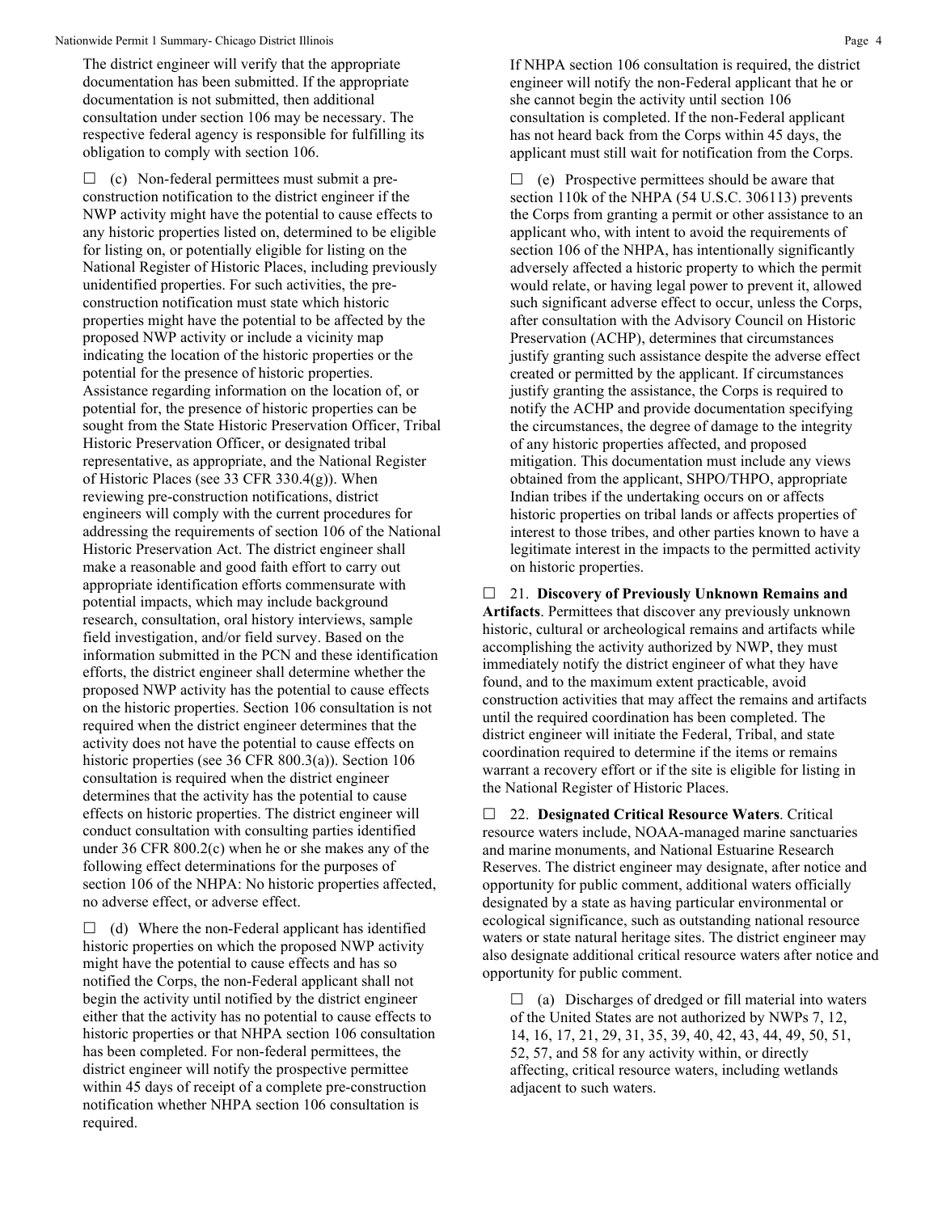The district engineer will verify that the appropriate documentation has been submitted. If the appropriate documentation is not submitted, then additional consultation under section 106 may be necessary. The respective federal agency is responsible for fulfilling its obligation to comply with section 106.

☐ (c) Non-federal permittees must submit a pre-construction notification to the district engineer if the NWP activity might have the potential to cause effects to any historic properties listed on, determined to be eligible for listing on, or potentially eligible for listing on the National Register of Historic Places, including previously unidentified properties. For such activities, the pre-construction notification must state which historic properties might have the potential to be affected by the proposed NWP activity or include a vicinity map indicating the location of the historic properties or the potential for the presence of historic properties. Assistance regarding information on the location of, or potential for, the presence of historic properties can be sought from the State Historic Preservation Officer, Tribal Historic Preservation Officer, or designated tribal representative, as appropriate, and the National Register of Historic Places (see 33 CFR 330.4(g)). When reviewing pre-construction notifications, district engineers will comply with the current procedures for addressing the requirements of section 106 of the National Historic Preservation Act. The district engineer shall make a reasonable and good faith effort to carry out appropriate identification efforts commensurate with potential impacts, which may include background research, consultation, oral history interviews, sample field investigation, and/or field survey. Based on the information submitted in the PCN and these identification efforts, the district engineer shall determine whether the proposed NWP activity has the potential to cause effects on the historic properties. Section 106 consultation is not required when the district engineer determines that the activity does not have the potential to cause effects on historic properties (see 36 CFR 800.3(a)). Section 106 consultation is required when the district engineer determines that the activity has the potential to cause effects on historic properties. The district engineer will conduct consultation with consulting parties identified under 36 CFR 800.2(c) when he or she makes any of the following effect determinations for the purposes of section 106 of the NHPA: No historic properties affected, no adverse effect, or adverse effect.

☐ (d) Where the non-Federal applicant has identified historic properties on which the proposed NWP activity might have the potential to cause effects and has so notified the Corps, the non-Federal applicant shall not begin the activity until notified by the district engineer either that the activity has no potential to cause effects to historic properties or that NHPA section 106 consultation has been completed. For non-federal permittees, the district engineer will notify the prospective permittee within 45 days of receipt of a complete pre-construction notification whether NHPA section 106 consultation is required. If NHPA section 106 consultation is required, the district engineer will notify the non-Federal applicant that he or she cannot begin the activity until section 106 consultation is completed. If the non-Federal applicant has not heard back from the Corps within 45 days, the applicant must still wait for notification from the Corps.

☐ (e) Prospective permittees should be aware that section 110k of the NHPA (54 U.S.C. 306113) prevents the Corps from granting a permit or other assistance to an applicant who, with intent to avoid the requirements of section 106 of the NHPA, has intentionally significantly adversely affected a historic property to which the permit would relate, or having legal power to prevent it, allowed such significant adverse effect to occur, unless the Corps, after consultation with the Advisory Council on Historic Preservation (ACHP), determines that circumstances justify granting such assistance despite the adverse effect created or permitted by the applicant. If circumstances justify granting the assistance, the Corps is required to notify the ACHP and provide documentation specifying the circumstances, the degree of damage to the integrity of any historic properties affected, and proposed mitigation. This documentation must include any views obtained from the applicant, SHPO/THPO, appropriate Indian tribes if the undertaking occurs on or affects historic properties on tribal lands or affects properties of interest to those tribes, and other parties known to have a legitimate interest in the impacts to the permitted activity on historic properties.

☐ 21. **Discovery of Previously Unknown Remains and Artifacts**. Permittees that discover any previously unknown historic, cultural or archeological remains and artifacts while accomplishing the activity authorized by NWP, they must immediately notify the district engineer of what they have found, and to the maximum extent practicable, avoid construction activities that may affect the remains and artifacts until the required coordination has been completed. The district engineer will initiate the Federal, Tribal, and state coordination required to determine if the items or remains warrant a recovery effort or if the site is eligible for listing in the National Register of Historic Places.

☐ 22. **Designated Critical Resource Waters**. Critical resource waters include, NOAA-managed marine sanctuaries and marine monuments, and National Estuarine Research Reserves. The district engineer may designate, after notice and opportunity for public comment, additional waters officially designated by a state as having particular environmental or ecological significance, such as outstanding national resource waters or state natural heritage sites. The district engineer may also designate additional critical resource waters after notice and opportunity for public comment.

☐ (a) Discharges of dredged or fill material into waters of the United States are not authorized by NWPs 7, 12, 14, 16, 17, 21, 29, 31, 35, 39, 40, 42, 43, 44, 49, 50, 51, 52, 57, and 58 for any activity within, or directly affecting, critical resource waters, including wetlands adjacent to such waters.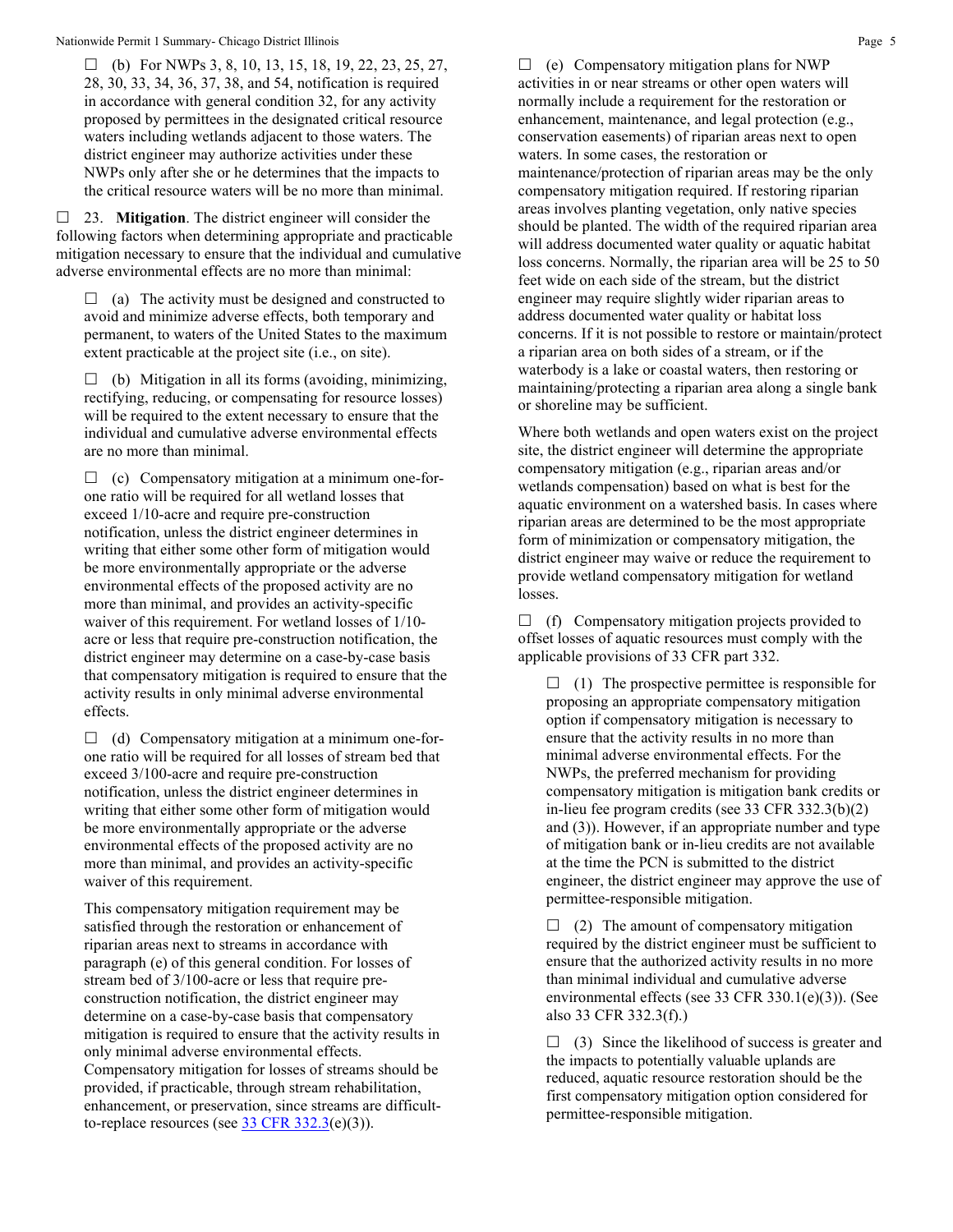☐ (b) For NWPs 3, 8, 10, 13, 15, 18, 19, 22, 23, 25, 27, 28, 30, 33, 34, 36, 37, 38, and 54, notification is required in accordance with general condition 32, for any activity proposed by permittees in the designated critical resource waters including wetlands adjacent to those waters. The district engineer may authorize activities under these NWPs only after she or he determines that the impacts to the critical resource waters will be no more than minimal.

☐ 23. **Mitigation**. The district engineer will consider the following factors when determining appropriate and practicable mitigation necessary to ensure that the individual and cumulative adverse environmental effects are no more than minimal:

☐ (a) The activity must be designed and constructed to avoid and minimize adverse effects, both temporary and permanent, to waters of the United States to the maximum extent practicable at the project site (i.e., on site).

☐ (b) Mitigation in all its forms (avoiding, minimizing, rectifying, reducing, or compensating for resource losses) will be required to the extent necessary to ensure that the individual and cumulative adverse environmental effects are no more than minimal.

☐ (c) Compensatory mitigation at a minimum one-for-one ratio will be required for all wetland losses that exceed 1/10-acre and require pre-construction notification, unless the district engineer determines in writing that either some other form of mitigation would be more environmentally appropriate or the adverse environmental effects of the proposed activity are no more than minimal, and provides an activity-specific waiver of this requirement. For wetland losses of 1/10-acre or less that require pre-construction notification, the district engineer may determine on a case-by-case basis that compensatory mitigation is required to ensure that the activity results in only minimal adverse environmental effects.

☐ (d) Compensatory mitigation at a minimum one-for-one ratio will be required for all losses of stream bed that exceed 3/100-acre and require pre-construction notification, unless the district engineer determines in writing that either some other form of mitigation would be more environmentally appropriate or the adverse environmental effects of the proposed activity are no more than minimal, and provides an activity-specific waiver of this requirement.

This compensatory mitigation requirement may be satisfied through the restoration or enhancement of riparian areas next to streams in accordance with paragraph (e) of this general condition. For losses of stream bed of 3/100-acre or less that require pre-construction notification, the district engineer may determine on a case-by-case basis that compensatory mitigation is required to ensure that the activity results in only minimal adverse environmental effects. Compensatory mitigation for losses of streams should be provided, if practicable, through stream rehabilitation, enhancement, or preservation, since streams are difficult-to-replace resources (see 33 CFR 332.3(e)(3)).

☐ (e) Compensatory mitigation plans for NWP activities in or near streams or other open waters will normally include a requirement for the restoration or enhancement, maintenance, and legal protection (e.g., conservation easements) of riparian areas next to open waters. In some cases, the restoration or maintenance/protection of riparian areas may be the only compensatory mitigation required. If restoring riparian areas involves planting vegetation, only native species should be planted. The width of the required riparian area will address documented water quality or aquatic habitat loss concerns. Normally, the riparian area will be 25 to 50 feet wide on each side of the stream, but the district engineer may require slightly wider riparian areas to address documented water quality or habitat loss concerns. If it is not possible to restore or maintain/protect a riparian area on both sides of a stream, or if the waterbody is a lake or coastal waters, then restoring or maintaining/protecting a riparian area along a single bank or shoreline may be sufficient.

Where both wetlands and open waters exist on the project site, the district engineer will determine the appropriate compensatory mitigation (e.g., riparian areas and/or wetlands compensation) based on what is best for the aquatic environment on a watershed basis. In cases where riparian areas are determined to be the most appropriate form of minimization or compensatory mitigation, the district engineer may waive or reduce the requirement to provide wetland compensatory mitigation for wetland losses.

☐ (f) Compensatory mitigation projects provided to offset losses of aquatic resources must comply with the applicable provisions of 33 CFR part 332.

☐ (1) The prospective permittee is responsible for proposing an appropriate compensatory mitigation option if compensatory mitigation is necessary to ensure that the activity results in no more than minimal adverse environmental effects. For the NWPs, the preferred mechanism for providing compensatory mitigation is mitigation bank credits or in-lieu fee program credits (see 33 CFR 332.3(b)(2) and (3)). However, if an appropriate number and type of mitigation bank or in-lieu credits are not available at the time the PCN is submitted to the district engineer, the district engineer may approve the use of permittee-responsible mitigation.

☐ (2) The amount of compensatory mitigation required by the district engineer must be sufficient to ensure that the authorized activity results in no more than minimal individual and cumulative adverse environmental effects (see 33 CFR 330.1(e)(3)). (See also 33 CFR 332.3(f).)

☐ (3) Since the likelihood of success is greater and the impacts to potentially valuable uplands are reduced, aquatic resource restoration should be the first compensatory mitigation option considered for permittee-responsible mitigation.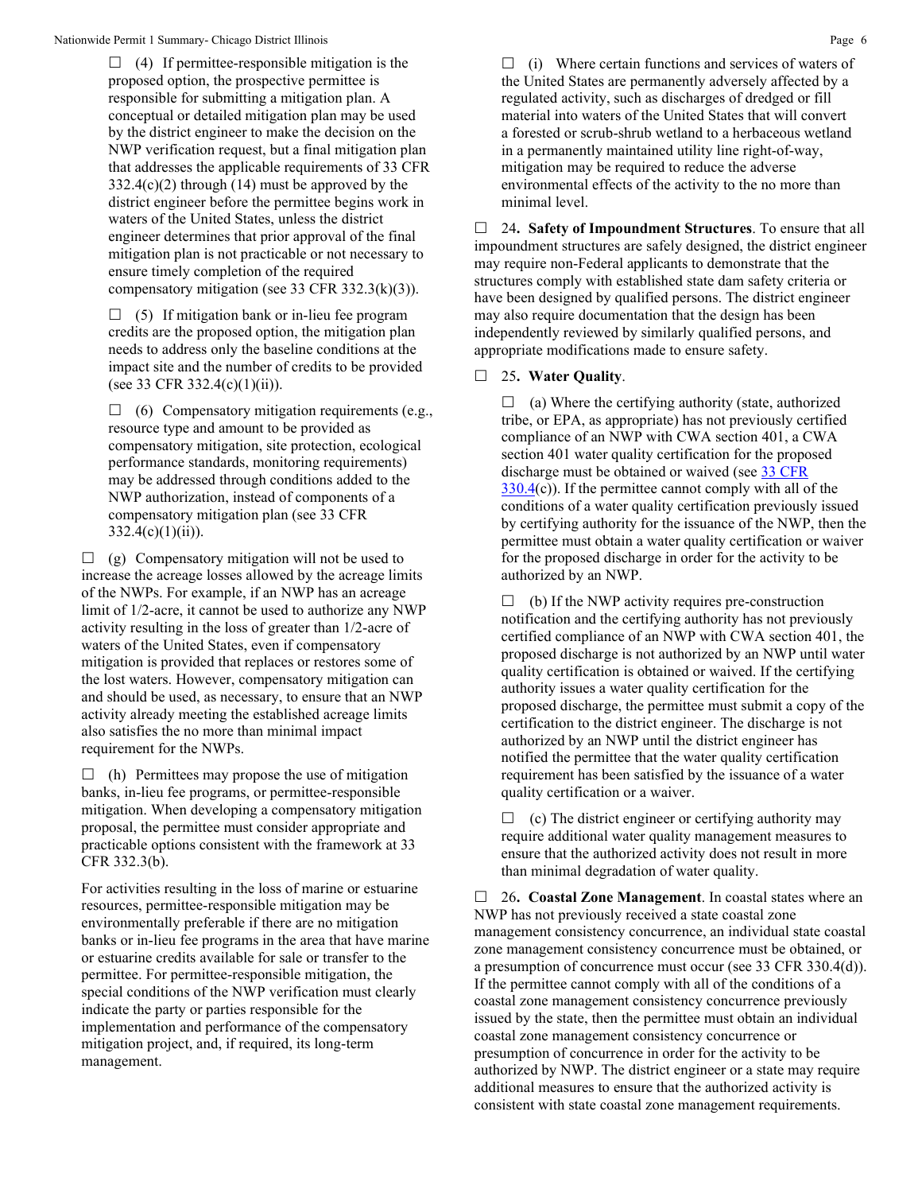☐ (4) If permittee-responsible mitigation is the proposed option, the prospective permittee is responsible for submitting a mitigation plan. A conceptual or detailed mitigation plan may be used by the district engineer to make the decision on the NWP verification request, but a final mitigation plan that addresses the applicable requirements of 33 CFR 332.4(c)(2) through (14) must be approved by the district engineer before the permittee begins work in waters of the United States, unless the district engineer determines that prior approval of the final mitigation plan is not practicable or not necessary to ensure timely completion of the required compensatory mitigation (see 33 CFR 332.3(k)(3)).

☐ (5) If mitigation bank or in-lieu fee program credits are the proposed option, the mitigation plan needs to address only the baseline conditions at the impact site and the number of credits to be provided (see 33 CFR 332.4(c)(1)(ii)).

☐ (6) Compensatory mitigation requirements (e.g., resource type and amount to be provided as compensatory mitigation, site protection, ecological performance standards, monitoring requirements) may be addressed through conditions added to the NWP authorization, instead of components of a compensatory mitigation plan (see 33 CFR 332.4(c)(1)(ii)).

☐ (g) Compensatory mitigation will not be used to increase the acreage losses allowed by the acreage limits of the NWPs. For example, if an NWP has an acreage limit of 1/2-acre, it cannot be used to authorize any NWP activity resulting in the loss of greater than 1/2-acre of waters of the United States, even if compensatory mitigation is provided that replaces or restores some of the lost waters. However, compensatory mitigation can and should be used, as necessary, to ensure that an NWP activity already meeting the established acreage limits also satisfies the no more than minimal impact requirement for the NWPs.

☐ (h) Permittees may propose the use of mitigation banks, in-lieu fee programs, or permittee-responsible mitigation. When developing a compensatory mitigation proposal, the permittee must consider appropriate and practicable options consistent with the framework at 33 CFR 332.3(b).

For activities resulting in the loss of marine or estuarine resources, permittee-responsible mitigation may be environmentally preferable if there are no mitigation banks or in-lieu fee programs in the area that have marine or estuarine credits available for sale or transfer to the permittee. For permittee-responsible mitigation, the special conditions of the NWP verification must clearly indicate the party or parties responsible for the implementation and performance of the compensatory mitigation project, and, if required, its long-term management.

☐ (i) Where certain functions and services of waters of the United States are permanently adversely affected by a regulated activity, such as discharges of dredged or fill material into waters of the United States that will convert a forested or scrub-shrub wetland to a herbaceous wetland in a permanently maintained utility line right-of-way, mitigation may be required to reduce the adverse environmental effects of the activity to the no more than minimal level.

☐ 24. **Safety of Impoundment Structures**. To ensure that all impoundment structures are safely designed, the district engineer may require non-Federal applicants to demonstrate that the structures comply with established state dam safety criteria or have been designed by qualified persons. The district engineer may also require documentation that the design has been independently reviewed by similarly qualified persons, and appropriate modifications made to ensure safety.

☐ 25. **Water Quality**.

☐ (a) Where the certifying authority (state, authorized tribe, or EPA, as appropriate) has not previously certified compliance of an NWP with CWA section 401, a CWA section 401 water quality certification for the proposed discharge must be obtained or waived (see 33 CFR 330.4(c)). If the permittee cannot comply with all of the conditions of a water quality certification previously issued by certifying authority for the issuance of the NWP, then the permittee must obtain a water quality certification or waiver for the proposed discharge in order for the activity to be authorized by an NWP.

☐ (b) If the NWP activity requires pre-construction notification and the certifying authority has not previously certified compliance of an NWP with CWA section 401, the proposed discharge is not authorized by an NWP until water quality certification is obtained or waived. If the certifying authority issues a water quality certification for the proposed discharge, the permittee must submit a copy of the certification to the district engineer. The discharge is not authorized by an NWP until the district engineer has notified the permittee that the water quality certification requirement has been satisfied by the issuance of a water quality certification or a waiver.

☐ (c) The district engineer or certifying authority may require additional water quality management measures to ensure that the authorized activity does not result in more than minimal degradation of water quality.

☐ 26. **Coastal Zone Management**. In coastal states where an NWP has not previously received a state coastal zone management consistency concurrence, an individual state coastal zone management consistency concurrence must be obtained, or a presumption of concurrence must occur (see 33 CFR 330.4(d)). If the permittee cannot comply with all of the conditions of a coastal zone management consistency concurrence previously issued by the state, then the permittee must obtain an individual coastal zone management consistency concurrence or presumption of concurrence in order for the activity to be authorized by NWP. The district engineer or a state may require additional measures to ensure that the authorized activity is consistent with state coastal zone management requirements.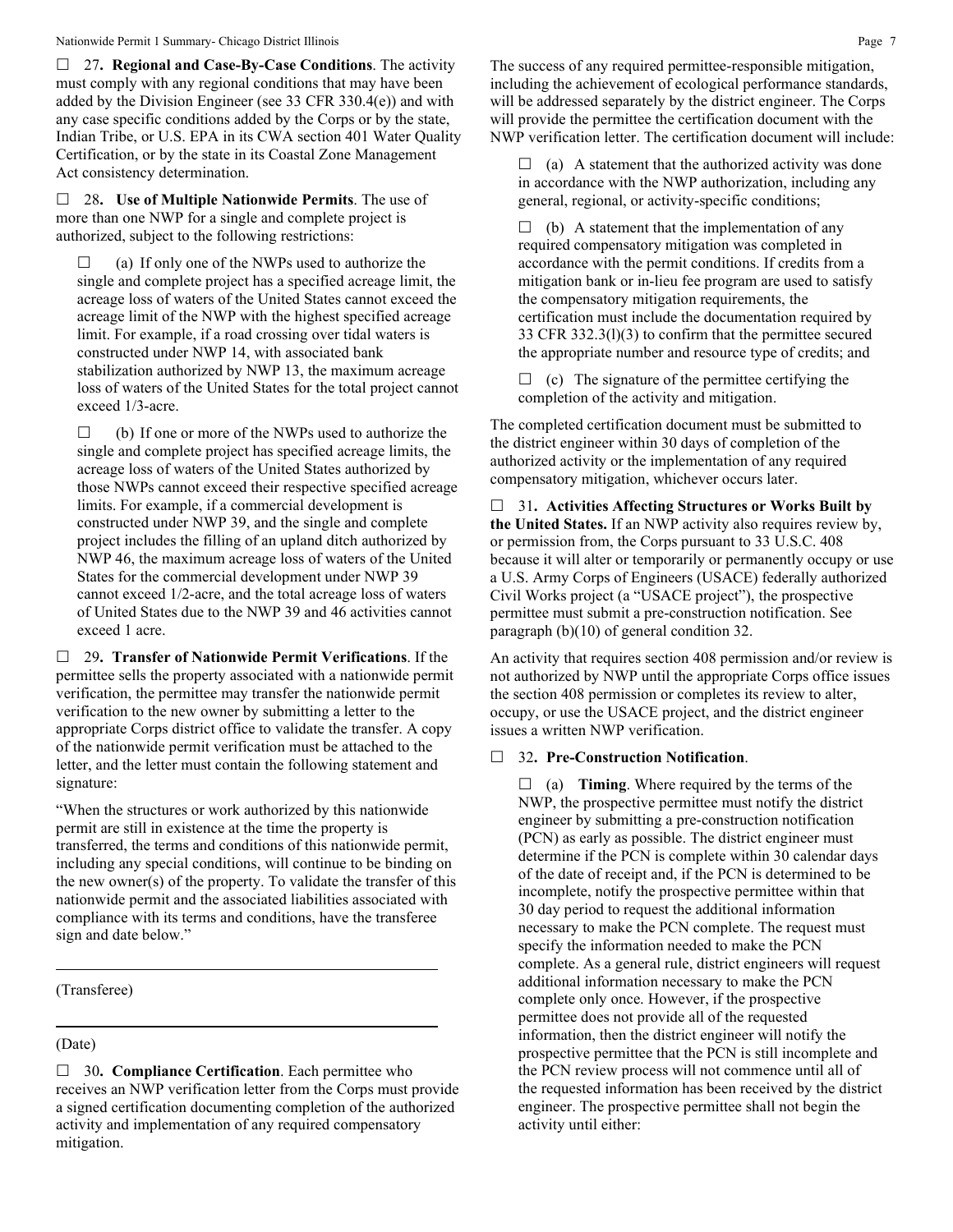☐ 27**. Regional and Case-By-Case Conditions**. The activity must comply with any regional conditions that may have been added by the Division Engineer (see 33 CFR 330.4(e)) and with any case specific conditions added by the Corps or by the state, Indian Tribe, or U.S. EPA in its CWA section 401 Water Quality Certification, or by the state in its Coastal Zone Management Act consistency determination.

☐ 28**. Use of Multiple Nationwide Permits**. The use of more than one NWP for a single and complete project is authorized, subject to the following restrictions:

☐ (a) If only one of the NWPs used to authorize the single and complete project has a specified acreage limit, the acreage loss of waters of the United States cannot exceed the acreage limit of the NWP with the highest specified acreage limit. For example, if a road crossing over tidal waters is constructed under NWP 14, with associated bank stabilization authorized by NWP 13, the maximum acreage loss of waters of the United States for the total project cannot exceed 1/3-acre.

☐ (b) If one or more of the NWPs used to authorize the single and complete project has specified acreage limits, the acreage loss of waters of the United States authorized by those NWPs cannot exceed their respective specified acreage limits. For example, if a commercial development is constructed under NWP 39, and the single and complete project includes the filling of an upland ditch authorized by NWP 46, the maximum acreage loss of waters of the United States for the commercial development under NWP 39 cannot exceed 1/2-acre, and the total acreage loss of waters of United States due to the NWP 39 and 46 activities cannot exceed 1 acre.

☐ 29**. Transfer of Nationwide Permit Verifications**. If the permittee sells the property associated with a nationwide permit verification, the permittee may transfer the nationwide permit verification to the new owner by submitting a letter to the appropriate Corps district office to validate the transfer. A copy of the nationwide permit verification must be attached to the letter, and the letter must contain the following statement and signature:

"When the structures or work authorized by this nationwide permit are still in existence at the time the property is transferred, the terms and conditions of this nationwide permit, including any special conditions, will continue to be binding on the new owner(s) of the property. To validate the transfer of this nationwide permit and the associated liabilities associated with compliance with its terms and conditions, have the transferee sign and date below."

______________________________

(Transferee)

______________________________

(Date)

☐ 30**. Compliance Certification**. Each permittee who receives an NWP verification letter from the Corps must provide a signed certification documenting completion of the authorized activity and implementation of any required compensatory mitigation. The success of any required permittee-responsible mitigation, including the achievement of ecological performance standards, will be addressed separately by the district engineer. The Corps will provide the permittee the certification document with the NWP verification letter. The certification document will include:

☐ (a) A statement that the authorized activity was done in accordance with the NWP authorization, including any general, regional, or activity-specific conditions;

☐ (b) A statement that the implementation of any required compensatory mitigation was completed in accordance with the permit conditions. If credits from a mitigation bank or in-lieu fee program are used to satisfy the compensatory mitigation requirements, the certification must include the documentation required by 33 CFR 332.3(l)(3) to confirm that the permittee secured the appropriate number and resource type of credits; and

☐ (c) The signature of the permittee certifying the completion of the activity and mitigation.

The completed certification document must be submitted to the district engineer within 30 days of completion of the authorized activity or the implementation of any required compensatory mitigation, whichever occurs later.

☐ 31**. Activities Affecting Structures or Works Built by the United States.** If an NWP activity also requires review by, or permission from, the Corps pursuant to 33 U.S.C. 408 because it will alter or temporarily or permanently occupy or use a U.S. Army Corps of Engineers (USACE) federally authorized Civil Works project (a "USACE project"), the prospective permittee must submit a pre-construction notification. See paragraph (b)(10) of general condition 32.

An activity that requires section 408 permission and/or review is not authorized by NWP until the appropriate Corps office issues the section 408 permission or completes its review to alter, occupy, or use the USACE project, and the district engineer issues a written NWP verification.

☐ 32**. Pre-Construction Notification**.

☐ (a) **Timing**. Where required by the terms of the NWP, the prospective permittee must notify the district engineer by submitting a pre-construction notification (PCN) as early as possible. The district engineer must determine if the PCN is complete within 30 calendar days of the date of receipt and, if the PCN is determined to be incomplete, notify the prospective permittee within that 30 day period to request the additional information necessary to make the PCN complete. The request must specify the information needed to make the PCN complete. As a general rule, district engineers will request additional information necessary to make the PCN complete only once. However, if the prospective permittee does not provide all of the requested information, then the district engineer will notify the prospective permittee that the PCN is still incomplete and the PCN review process will not commence until all of the requested information has been received by the district engineer. The prospective permittee shall not begin the activity until either: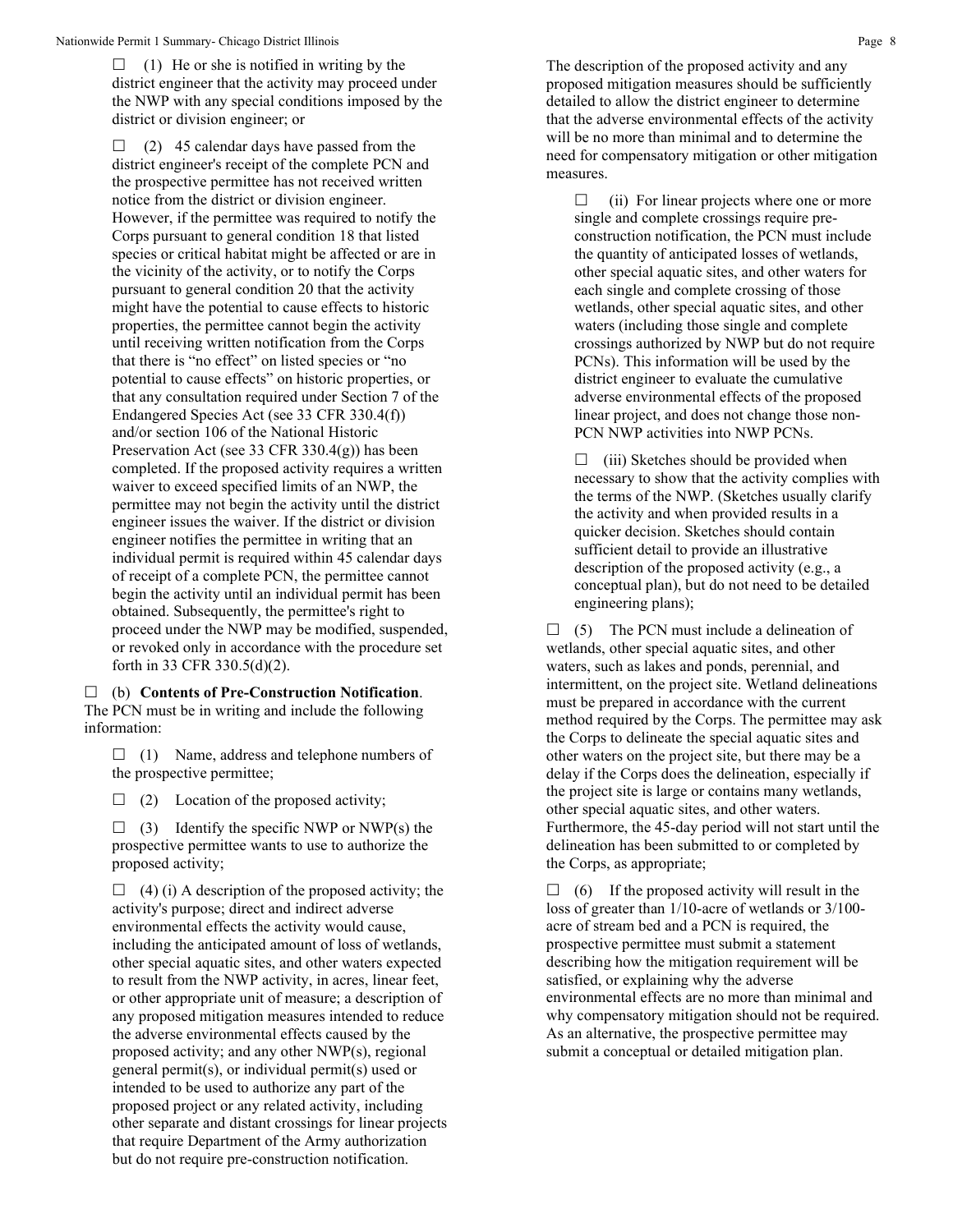☐ (1) He or she is notified in writing by the district engineer that the activity may proceed under the NWP with any special conditions imposed by the district or division engineer; or

☐ (2) 45 calendar days have passed from the district engineer's receipt of the complete PCN and the prospective permittee has not received written notice from the district or division engineer. However, if the permittee was required to notify the Corps pursuant to general condition 18 that listed species or critical habitat might be affected or are in the vicinity of the activity, or to notify the Corps pursuant to general condition 20 that the activity might have the potential to cause effects to historic properties, the permittee cannot begin the activity until receiving written notification from the Corps that there is "no effect" on listed species or "no potential to cause effects" on historic properties, or that any consultation required under Section 7 of the Endangered Species Act (see 33 CFR 330.4(f)) and/or section 106 of the National Historic Preservation Act (see 33 CFR 330.4(g)) has been completed. If the proposed activity requires a written waiver to exceed specified limits of an NWP, the permittee may not begin the activity until the district engineer issues the waiver. If the district or division engineer notifies the permittee in writing that an individual permit is required within 45 calendar days of receipt of a complete PCN, the permittee cannot begin the activity until an individual permit has been obtained. Subsequently, the permittee's right to proceed under the NWP may be modified, suspended, or revoked only in accordance with the procedure set forth in 33 CFR 330.5(d)(2).

☐ (b) **Contents of Pre-Construction Notification**. The PCN must be in writing and include the following information:

☐ (1) Name, address and telephone numbers of the prospective permittee;

☐ (2) Location of the proposed activity;

☐ (3) Identify the specific NWP or NWP(s) the prospective permittee wants to use to authorize the proposed activity;

☐ (4) (i) A description of the proposed activity; the activity's purpose; direct and indirect adverse environmental effects the activity would cause, including the anticipated amount of loss of wetlands, other special aquatic sites, and other waters expected to result from the NWP activity, in acres, linear feet, or other appropriate unit of measure; a description of any proposed mitigation measures intended to reduce the adverse environmental effects caused by the proposed activity; and any other NWP(s), regional general permit(s), or individual permit(s) used or intended to be used to authorize any part of the proposed project or any related activity, including other separate and distant crossings for linear projects that require Department of the Army authorization but do not require pre-construction notification. The description of the proposed activity and any proposed mitigation measures should be sufficiently detailed to allow the district engineer to determine that the adverse environmental effects of the activity will be no more than minimal and to determine the need for compensatory mitigation or other mitigation measures.

☐ (ii) For linear projects where one or more single and complete crossings require pre-construction notification, the PCN must include the quantity of anticipated losses of wetlands, other special aquatic sites, and other waters for each single and complete crossing of those wetlands, other special aquatic sites, and other waters (including those single and complete crossings authorized by NWP but do not require PCNs). This information will be used by the district engineer to evaluate the cumulative adverse environmental effects of the proposed linear project, and does not change those non-PCN NWP activities into NWP PCNs.

☐ (iii) Sketches should be provided when necessary to show that the activity complies with the terms of the NWP. (Sketches usually clarify the activity and when provided results in a quicker decision. Sketches should contain sufficient detail to provide an illustrative description of the proposed activity (e.g., a conceptual plan), but do not need to be detailed engineering plans);

☐ (5) The PCN must include a delineation of wetlands, other special aquatic sites, and other waters, such as lakes and ponds, perennial, and intermittent, on the project site. Wetland delineations must be prepared in accordance with the current method required by the Corps. The permittee may ask the Corps to delineate the special aquatic sites and other waters on the project site, but there may be a delay if the Corps does the delineation, especially if the project site is large or contains many wetlands, other special aquatic sites, and other waters. Furthermore, the 45-day period will not start until the delineation has been submitted to or completed by the Corps, as appropriate;

☐ (6) If the proposed activity will result in the loss of greater than 1/10-acre of wetlands or 3/100-acre of stream bed and a PCN is required, the prospective permittee must submit a statement describing how the mitigation requirement will be satisfied, or explaining why the adverse environmental effects are no more than minimal and why compensatory mitigation should not be required. As an alternative, the prospective permittee may submit a conceptual or detailed mitigation plan.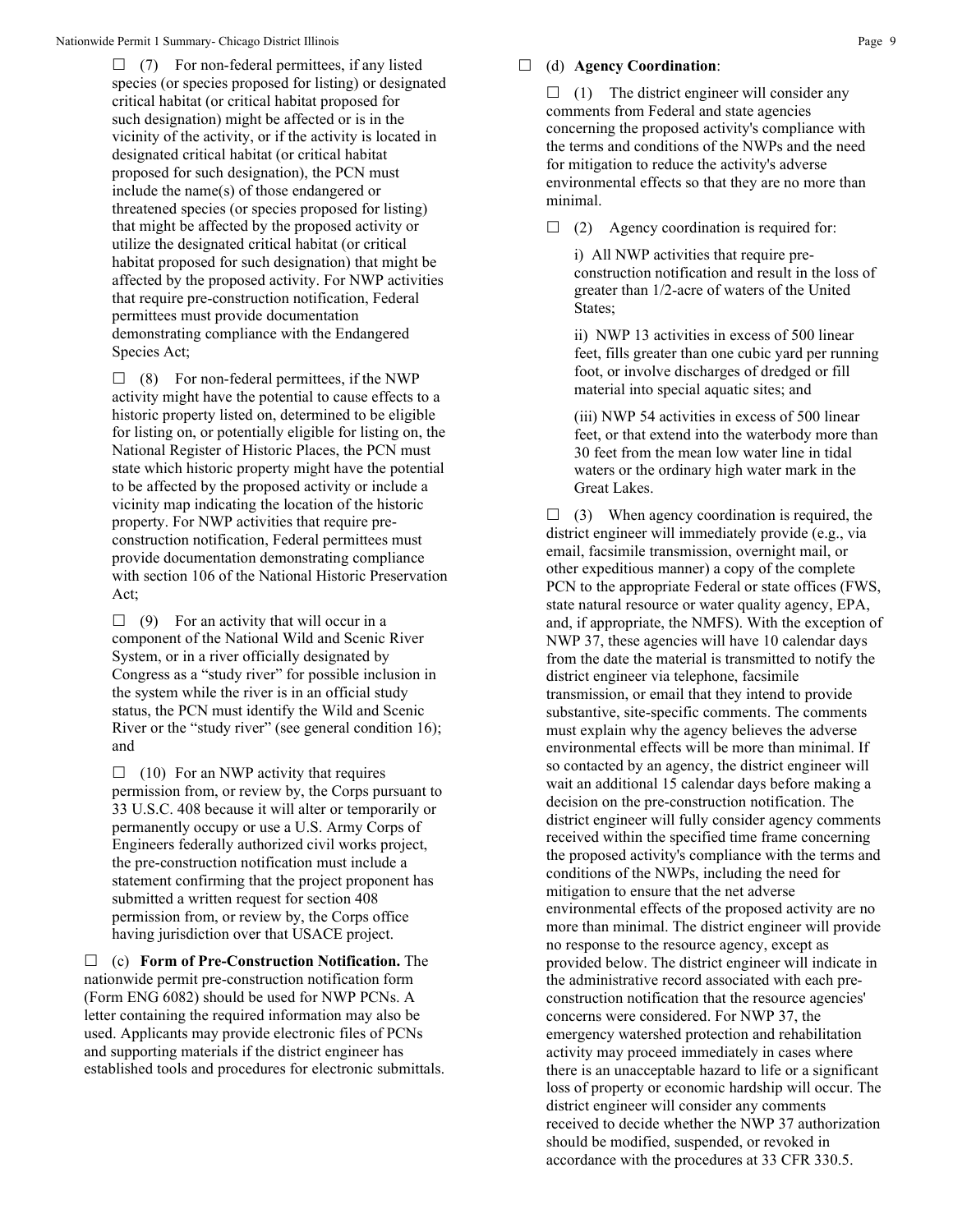☐ (7) For non-federal permittees, if any listed species (or species proposed for listing) or designated critical habitat (or critical habitat proposed for such designation) might be affected or is in the vicinity of the activity, or if the activity is located in designated critical habitat (or critical habitat proposed for such designation), the PCN must include the name(s) of those endangered or threatened species (or species proposed for listing) that might be affected by the proposed activity or utilize the designated critical habitat (or critical habitat proposed for such designation) that might be affected by the proposed activity. For NWP activities that require pre-construction notification, Federal permittees must provide documentation demonstrating compliance with the Endangered Species Act;

☐ (8) For non-federal permittees, if the NWP activity might have the potential to cause effects to a historic property listed on, determined to be eligible for listing on, or potentially eligible for listing on, the National Register of Historic Places, the PCN must state which historic property might have the potential to be affected by the proposed activity or include a vicinity map indicating the location of the historic property. For NWP activities that require pre-construction notification, Federal permittees must provide documentation demonstrating compliance with section 106 of the National Historic Preservation Act;

☐ (9) For an activity that will occur in a component of the National Wild and Scenic River System, or in a river officially designated by Congress as a "study river" for possible inclusion in the system while the river is in an official study status, the PCN must identify the Wild and Scenic River or the "study river" (see general condition 16); and

☐ (10) For an NWP activity that requires permission from, or review by, the Corps pursuant to 33 U.S.C. 408 because it will alter or temporarily or permanently occupy or use a U.S. Army Corps of Engineers federally authorized civil works project, the pre-construction notification must include a statement confirming that the project proponent has submitted a written request for section 408 permission from, or review by, the Corps office having jurisdiction over that USACE project.

☐ (c) **Form of Pre-Construction Notification.** The nationwide permit pre-construction notification form (Form ENG 6082) should be used for NWP PCNs. A letter containing the required information may also be used. Applicants may provide electronic files of PCNs and supporting materials if the district engineer has established tools and procedures for electronic submittals.

☐ (d) **Agency Coordination**:

☐ (1) The district engineer will consider any comments from Federal and state agencies concerning the proposed activity's compliance with the terms and conditions of the NWPs and the need for mitigation to reduce the activity's adverse environmental effects so that they are no more than minimal.

☐ (2) Agency coordination is required for:

i) All NWP activities that require pre-construction notification and result in the loss of greater than 1/2-acre of waters of the United States;

ii) NWP 13 activities in excess of 500 linear feet, fills greater than one cubic yard per running foot, or involve discharges of dredged or fill material into special aquatic sites; and

(iii) NWP 54 activities in excess of 500 linear feet, or that extend into the waterbody more than 30 feet from the mean low water line in tidal waters or the ordinary high water mark in the Great Lakes.

☐ (3) When agency coordination is required, the district engineer will immediately provide (e.g., via email, facsimile transmission, overnight mail, or other expeditious manner) a copy of the complete PCN to the appropriate Federal or state offices (FWS, state natural resource or water quality agency, EPA, and, if appropriate, the NMFS). With the exception of NWP 37, these agencies will have 10 calendar days from the date the material is transmitted to notify the district engineer via telephone, facsimile transmission, or email that they intend to provide substantive, site-specific comments. The comments must explain why the agency believes the adverse environmental effects will be more than minimal. If so contacted by an agency, the district engineer will wait an additional 15 calendar days before making a decision on the pre-construction notification. The district engineer will fully consider agency comments received within the specified time frame concerning the proposed activity's compliance with the terms and conditions of the NWPs, including the need for mitigation to ensure that the net adverse environmental effects of the proposed activity are no more than minimal. The district engineer will provide no response to the resource agency, except as provided below. The district engineer will indicate in the administrative record associated with each pre-construction notification that the resource agencies' concerns were considered. For NWP 37, the emergency watershed protection and rehabilitation activity may proceed immediately in cases where there is an unacceptable hazard to life or a significant loss of property or economic hardship will occur. The district engineer will consider any comments received to decide whether the NWP 37 authorization should be modified, suspended, or revoked in accordance with the procedures at 33 CFR 330.5.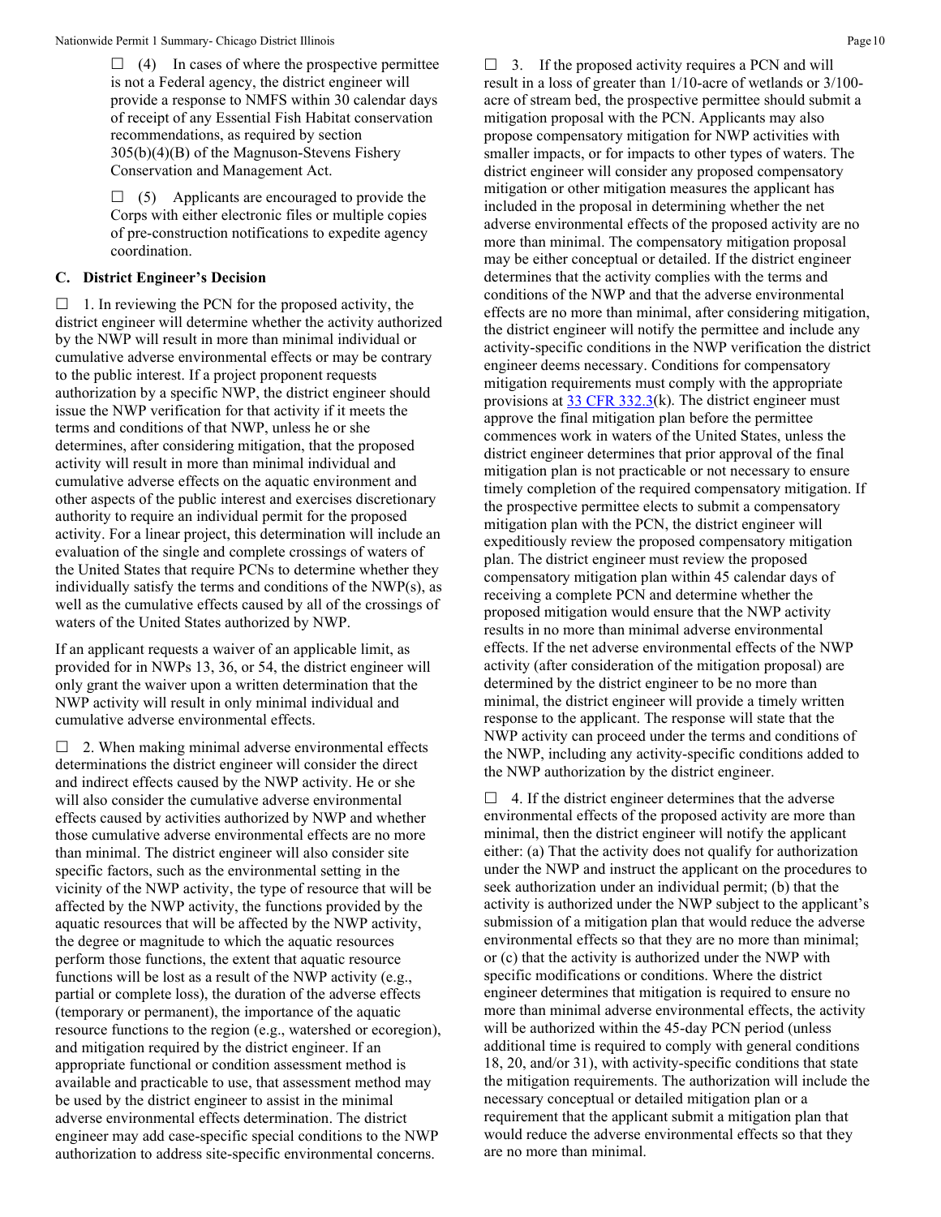☐ (4) In cases of where the prospective permittee is not a Federal agency, the district engineer will provide a response to NMFS within 30 calendar days of receipt of any Essential Fish Habitat conservation recommendations, as required by section 305(b)(4)(B) of the Magnuson-Stevens Fishery Conservation and Management Act.

☐ (5) Applicants are encouraged to provide the Corps with either electronic files or multiple copies of pre-construction notifications to expedite agency coordination.

### C. District Engineer's Decision

☐ 1. In reviewing the PCN for the proposed activity, the district engineer will determine whether the activity authorized by the NWP will result in more than minimal individual or cumulative adverse environmental effects or may be contrary to the public interest. If a project proponent requests authorization by a specific NWP, the district engineer should issue the NWP verification for that activity if it meets the terms and conditions of that NWP, unless he or she determines, after considering mitigation, that the proposed activity will result in more than minimal individual and cumulative adverse effects on the aquatic environment and other aspects of the public interest and exercises discretionary authority to require an individual permit for the proposed activity. For a linear project, this determination will include an evaluation of the single and complete crossings of waters of the United States that require PCNs to determine whether they individually satisfy the terms and conditions of the NWP(s), as well as the cumulative effects caused by all of the crossings of waters of the United States authorized by NWP.

If an applicant requests a waiver of an applicable limit, as provided for in NWPs 13, 36, or 54, the district engineer will only grant the waiver upon a written determination that the NWP activity will result in only minimal individual and cumulative adverse environmental effects.

☐ 2. When making minimal adverse environmental effects determinations the district engineer will consider the direct and indirect effects caused by the NWP activity. He or she will also consider the cumulative adverse environmental effects caused by activities authorized by NWP and whether those cumulative adverse environmental effects are no more than minimal. The district engineer will also consider site specific factors, such as the environmental setting in the vicinity of the NWP activity, the type of resource that will be affected by the NWP activity, the functions provided by the aquatic resources that will be affected by the NWP activity, the degree or magnitude to which the aquatic resources perform those functions, the extent that aquatic resource functions will be lost as a result of the NWP activity (e.g., partial or complete loss), the duration of the adverse effects (temporary or permanent), the importance of the aquatic resource functions to the region (e.g., watershed or ecoregion), and mitigation required by the district engineer. If an appropriate functional or condition assessment method is available and practicable to use, that assessment method may be used by the district engineer to assist in the minimal adverse environmental effects determination. The district engineer may add case-specific special conditions to the NWP authorization to address site-specific environmental concerns.

☐ 3. If the proposed activity requires a PCN and will result in a loss of greater than 1/10-acre of wetlands or 3/100-acre of stream bed, the prospective permittee should submit a mitigation proposal with the PCN. Applicants may also propose compensatory mitigation for NWP activities with smaller impacts, or for impacts to other types of waters. The district engineer will consider any proposed compensatory mitigation or other mitigation measures the applicant has included in the proposal in determining whether the net adverse environmental effects of the proposed activity are no more than minimal. The compensatory mitigation proposal may be either conceptual or detailed. If the district engineer determines that the activity complies with the terms and conditions of the NWP and that the adverse environmental effects are no more than minimal, after considering mitigation, the district engineer will notify the permittee and include any activity-specific conditions in the NWP verification the district engineer deems necessary. Conditions for compensatory mitigation requirements must comply with the appropriate provisions at 33 CFR 332.3(k). The district engineer must approve the final mitigation plan before the permittee commences work in waters of the United States, unless the district engineer determines that prior approval of the final mitigation plan is not practicable or not necessary to ensure timely completion of the required compensatory mitigation. If the prospective permittee elects to submit a compensatory mitigation plan with the PCN, the district engineer will expeditiously review the proposed compensatory mitigation plan. The district engineer must review the proposed compensatory mitigation plan within 45 calendar days of receiving a complete PCN and determine whether the proposed mitigation would ensure that the NWP activity results in no more than minimal adverse environmental effects. If the net adverse environmental effects of the NWP activity (after consideration of the mitigation proposal) are determined by the district engineer to be no more than minimal, the district engineer will provide a timely written response to the applicant. The response will state that the NWP activity can proceed under the terms and conditions of the NWP, including any activity-specific conditions added to the NWP authorization by the district engineer.

☐ 4. If the district engineer determines that the adverse environmental effects of the proposed activity are more than minimal, then the district engineer will notify the applicant either: (a) That the activity does not qualify for authorization under the NWP and instruct the applicant on the procedures to seek authorization under an individual permit; (b) that the activity is authorized under the NWP subject to the applicant's submission of a mitigation plan that would reduce the adverse environmental effects so that they are no more than minimal; or (c) that the activity is authorized under the NWP with specific modifications or conditions. Where the district engineer determines that mitigation is required to ensure no more than minimal adverse environmental effects, the activity will be authorized within the 45-day PCN period (unless additional time is required to comply with general conditions 18, 20, and/or 31), with activity-specific conditions that state the mitigation requirements. The authorization will include the necessary conceptual or detailed mitigation plan or a requirement that the applicant submit a mitigation plan that would reduce the adverse environmental effects so that they are no more than minimal.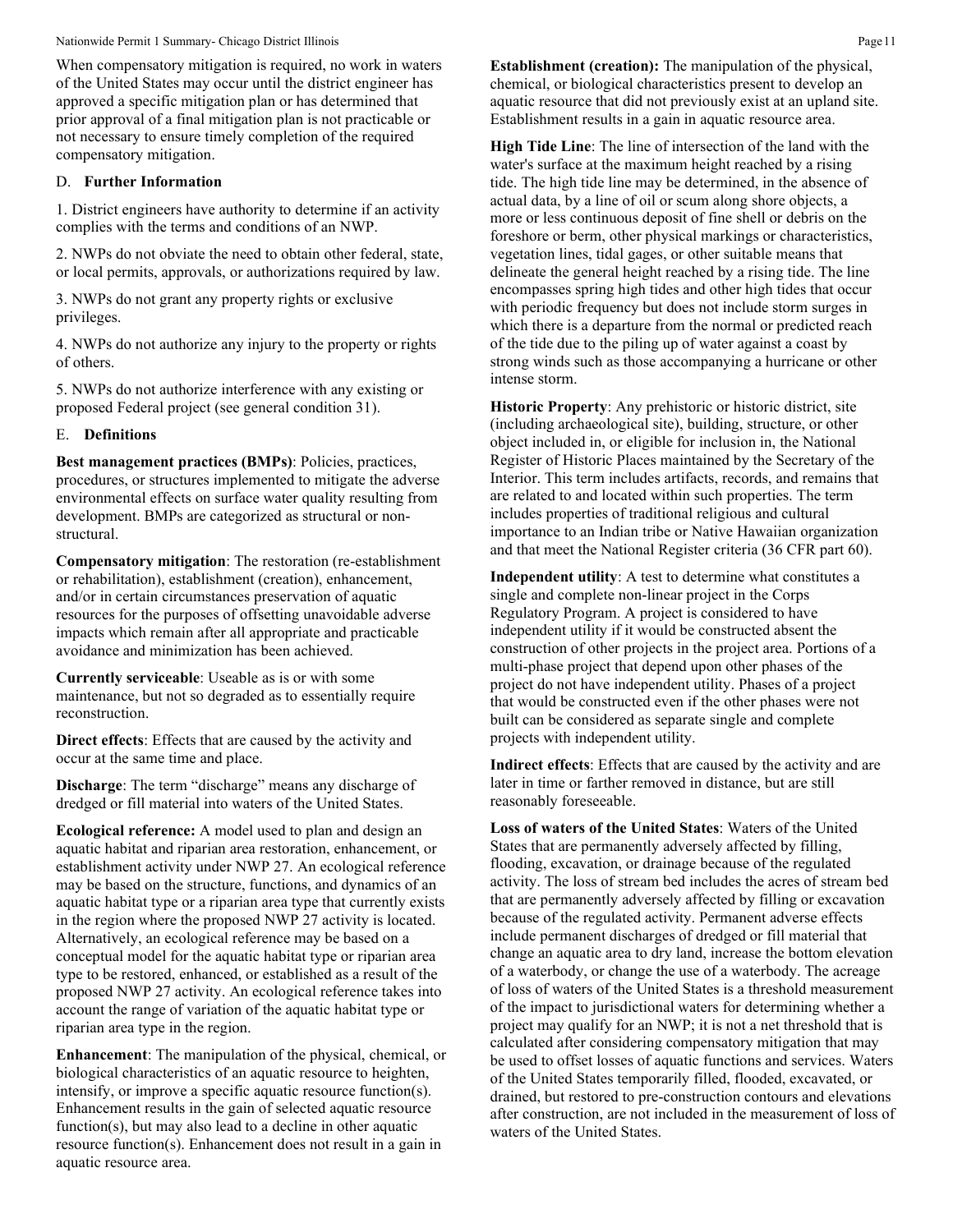When compensatory mitigation is required, no work in waters of the United States may occur until the district engineer has approved a specific mitigation plan or has determined that prior approval of a final mitigation plan is not practicable or not necessary to ensure timely completion of the required compensatory mitigation.

D. **Further Information**

1. District engineers have authority to determine if an activity complies with the terms and conditions of an NWP.

2. NWPs do not obviate the need to obtain other federal, state, or local permits, approvals, or authorizations required by law.

3. NWPs do not grant any property rights or exclusive privileges.

4. NWPs do not authorize any injury to the property or rights of others.

5. NWPs do not authorize interference with any existing or proposed Federal project (see general condition 31).

E. **Definitions**

**Best management practices (BMPs)**: Policies, practices, procedures, or structures implemented to mitigate the adverse environmental effects on surface water quality resulting from development. BMPs are categorized as structural or non-structural.

**Compensatory mitigation**: The restoration (re-establishment or rehabilitation), establishment (creation), enhancement, and/or in certain circumstances preservation of aquatic resources for the purposes of offsetting unavoidable adverse impacts which remain after all appropriate and practicable avoidance and minimization has been achieved.

**Currently serviceable**: Useable as is or with some maintenance, but not so degraded as to essentially require reconstruction.

**Direct effects**: Effects that are caused by the activity and occur at the same time and place.

**Discharge**: The term "discharge" means any discharge of dredged or fill material into waters of the United States.

**Ecological reference:** A model used to plan and design an aquatic habitat and riparian area restoration, enhancement, or establishment activity under NWP 27. An ecological reference may be based on the structure, functions, and dynamics of an aquatic habitat type or a riparian area type that currently exists in the region where the proposed NWP 27 activity is located. Alternatively, an ecological reference may be based on a conceptual model for the aquatic habitat type or riparian area type to be restored, enhanced, or established as a result of the proposed NWP 27 activity. An ecological reference takes into account the range of variation of the aquatic habitat type or riparian area type in the region.

**Enhancement**: The manipulation of the physical, chemical, or biological characteristics of an aquatic resource to heighten, intensify, or improve a specific aquatic resource function(s). Enhancement results in the gain of selected aquatic resource function(s), but may also lead to a decline in other aquatic resource function(s). Enhancement does not result in a gain in aquatic resource area.

**Establishment (creation):** The manipulation of the physical, chemical, or biological characteristics present to develop an aquatic resource that did not previously exist at an upland site. Establishment results in a gain in aquatic resource area.

**High Tide Line**: The line of intersection of the land with the water's surface at the maximum height reached by a rising tide. The high tide line may be determined, in the absence of actual data, by a line of oil or scum along shore objects, a more or less continuous deposit of fine shell or debris on the foreshore or berm, other physical markings or characteristics, vegetation lines, tidal gages, or other suitable means that delineate the general height reached by a rising tide. The line encompasses spring high tides and other high tides that occur with periodic frequency but does not include storm surges in which there is a departure from the normal or predicted reach of the tide due to the piling up of water against a coast by strong winds such as those accompanying a hurricane or other intense storm.

**Historic Property**: Any prehistoric or historic district, site (including archaeological site), building, structure, or other object included in, or eligible for inclusion in, the National Register of Historic Places maintained by the Secretary of the Interior. This term includes artifacts, records, and remains that are related to and located within such properties. The term includes properties of traditional religious and cultural importance to an Indian tribe or Native Hawaiian organization and that meet the National Register criteria (36 CFR part 60).

**Independent utility**: A test to determine what constitutes a single and complete non-linear project in the Corps Regulatory Program. A project is considered to have independent utility if it would be constructed absent the construction of other projects in the project area. Portions of a multi-phase project that depend upon other phases of the project do not have independent utility. Phases of a project that would be constructed even if the other phases were not built can be considered as separate single and complete projects with independent utility.

**Indirect effects**: Effects that are caused by the activity and are later in time or farther removed in distance, but are still reasonably foreseeable.

**Loss of waters of the United States**: Waters of the United States that are permanently adversely affected by filling, flooding, excavation, or drainage because of the regulated activity. The loss of stream bed includes the acres of stream bed that are permanently adversely affected by filling or excavation because of the regulated activity. Permanent adverse effects include permanent discharges of dredged or fill material that change an aquatic area to dry land, increase the bottom elevation of a waterbody, or change the use of a waterbody. The acreage of loss of waters of the United States is a threshold measurement of the impact to jurisdictional waters for determining whether a project may qualify for an NWP; it is not a net threshold that is calculated after considering compensatory mitigation that may be used to offset losses of aquatic functions and services. Waters of the United States temporarily filled, flooded, excavated, or drained, but restored to pre-construction contours and elevations after construction, are not included in the measurement of loss of waters of the United States.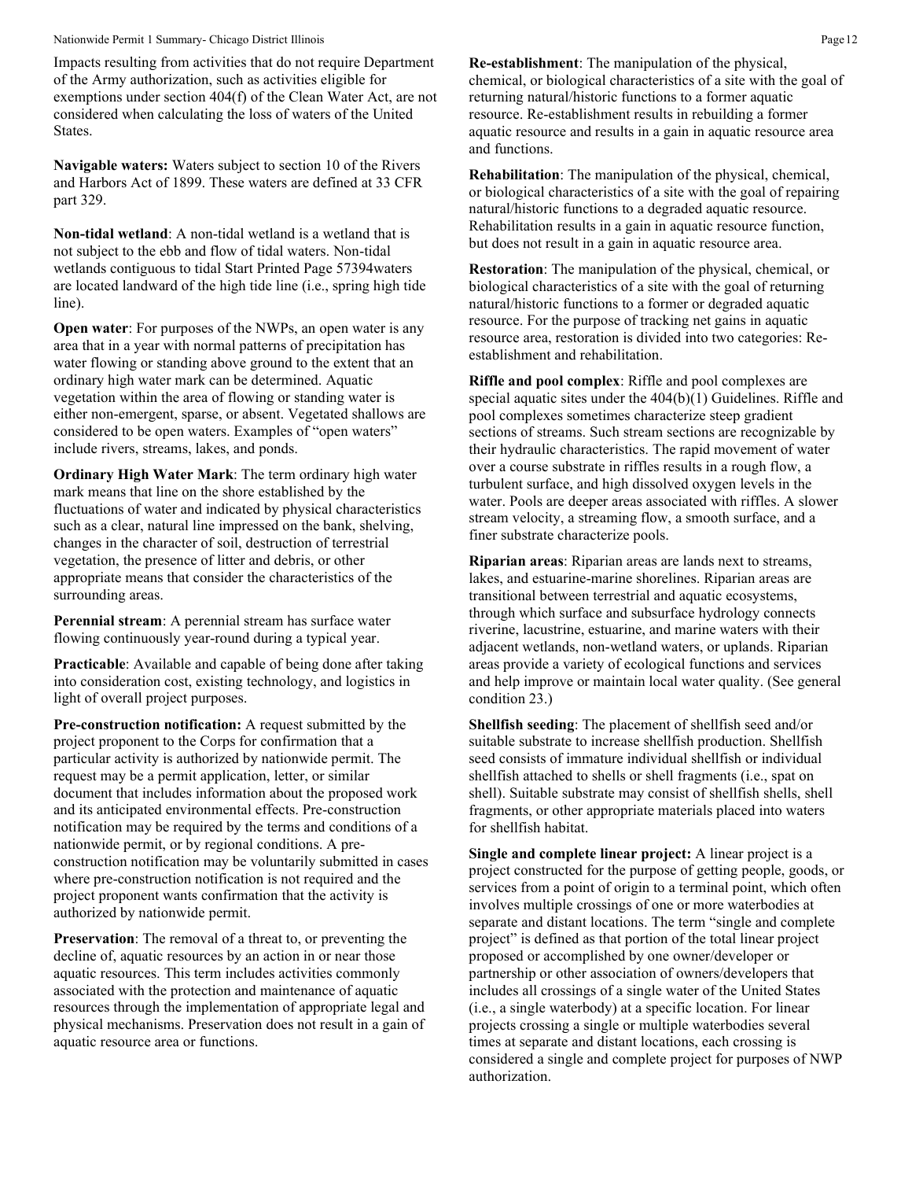Impacts resulting from activities that do not require Department of the Army authorization, such as activities eligible for exemptions under section 404(f) of the Clean Water Act, are not considered when calculating the loss of waters of the United States.

**Navigable waters:** Waters subject to section 10 of the Rivers and Harbors Act of 1899. These waters are defined at 33 CFR part 329.

**Non-tidal wetland**: A non-tidal wetland is a wetland that is not subject to the ebb and flow of tidal waters. Non-tidal wetlands contiguous to tidal Start Printed Page 57394waters are located landward of the high tide line (i.e., spring high tide line).

**Open water**: For purposes of the NWPs, an open water is any area that in a year with normal patterns of precipitation has water flowing or standing above ground to the extent that an ordinary high water mark can be determined. Aquatic vegetation within the area of flowing or standing water is either non-emergent, sparse, or absent. Vegetated shallows are considered to be open waters. Examples of "open waters" include rivers, streams, lakes, and ponds.

**Ordinary High Water Mark**: The term ordinary high water mark means that line on the shore established by the fluctuations of water and indicated by physical characteristics such as a clear, natural line impressed on the bank, shelving, changes in the character of soil, destruction of terrestrial vegetation, the presence of litter and debris, or other appropriate means that consider the characteristics of the surrounding areas.

**Perennial stream**: A perennial stream has surface water flowing continuously year-round during a typical year.

**Practicable**: Available and capable of being done after taking into consideration cost, existing technology, and logistics in light of overall project purposes.

**Pre-construction notification:** A request submitted by the project proponent to the Corps for confirmation that a particular activity is authorized by nationwide permit. The request may be a permit application, letter, or similar document that includes information about the proposed work and its anticipated environmental effects. Pre-construction notification may be required by the terms and conditions of a nationwide permit, or by regional conditions. A pre-construction notification may be voluntarily submitted in cases where pre-construction notification is not required and the project proponent wants confirmation that the activity is authorized by nationwide permit.

**Preservation**: The removal of a threat to, or preventing the decline of, aquatic resources by an action in or near those aquatic resources. This term includes activities commonly associated with the protection and maintenance of aquatic resources through the implementation of appropriate legal and physical mechanisms. Preservation does not result in a gain of aquatic resource area or functions.

**Re-establishment**: The manipulation of the physical, chemical, or biological characteristics of a site with the goal of returning natural/historic functions to a former aquatic resource. Re-establishment results in rebuilding a former aquatic resource and results in a gain in aquatic resource area and functions.

**Rehabilitation**: The manipulation of the physical, chemical, or biological characteristics of a site with the goal of repairing natural/historic functions to a degraded aquatic resource. Rehabilitation results in a gain in aquatic resource function, but does not result in a gain in aquatic resource area.

**Restoration**: The manipulation of the physical, chemical, or biological characteristics of a site with the goal of returning natural/historic functions to a former or degraded aquatic resource. For the purpose of tracking net gains in aquatic resource area, restoration is divided into two categories: Re-establishment and rehabilitation.

**Riffle and pool complex**: Riffle and pool complexes are special aquatic sites under the 404(b)(1) Guidelines. Riffle and pool complexes sometimes characterize steep gradient sections of streams. Such stream sections are recognizable by their hydraulic characteristics. The rapid movement of water over a course substrate in riffles results in a rough flow, a turbulent surface, and high dissolved oxygen levels in the water. Pools are deeper areas associated with riffles. A slower stream velocity, a streaming flow, a smooth surface, and a finer substrate characterize pools.

**Riparian areas**: Riparian areas are lands next to streams, lakes, and estuarine-marine shorelines. Riparian areas are transitional between terrestrial and aquatic ecosystems, through which surface and subsurface hydrology connects riverine, lacustrine, estuarine, and marine waters with their adjacent wetlands, non-wetland waters, or uplands. Riparian areas provide a variety of ecological functions and services and help improve or maintain local water quality. (See general condition 23.)

**Shellfish seeding**: The placement of shellfish seed and/or suitable substrate to increase shellfish production. Shellfish seed consists of immature individual shellfish or individual shellfish attached to shells or shell fragments (i.e., spat on shell). Suitable substrate may consist of shellfish shells, shell fragments, or other appropriate materials placed into waters for shellfish habitat.

**Single and complete linear project:** A linear project is a project constructed for the purpose of getting people, goods, or services from a point of origin to a terminal point, which often involves multiple crossings of one or more waterbodies at separate and distant locations. The term "single and complete project" is defined as that portion of the total linear project proposed or accomplished by one owner/developer or partnership or other association of owners/developers that includes all crossings of a single water of the United States (i.e., a single waterbody) at a specific location. For linear projects crossing a single or multiple waterbodies several times at separate and distant locations, each crossing is considered a single and complete project for purposes of NWP authorization.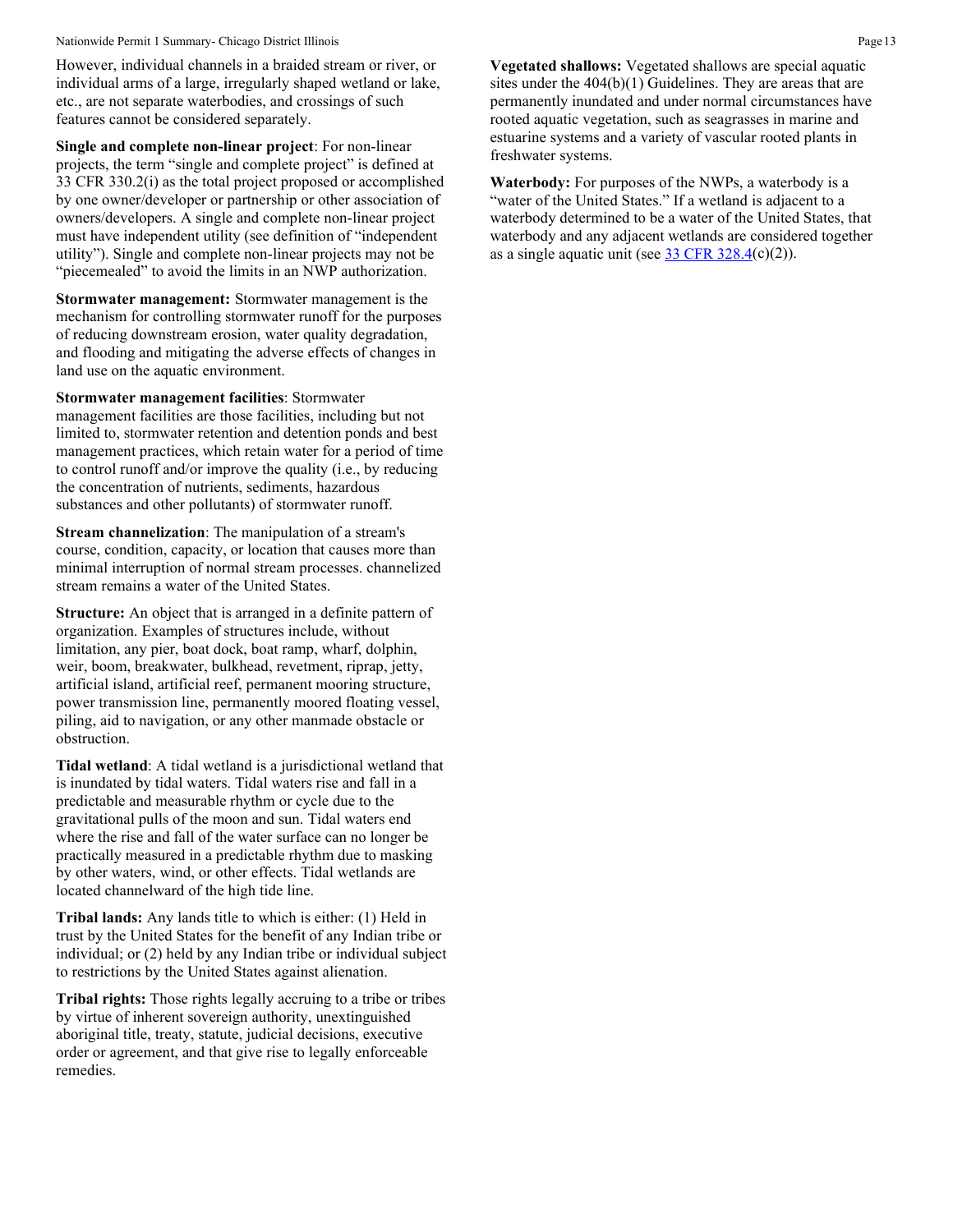However, individual channels in a braided stream or river, or individual arms of a large, irregularly shaped wetland or lake, etc., are not separate waterbodies, and crossings of such features cannot be considered separately.

**Single and complete non-linear project**: For non-linear projects, the term "single and complete project" is defined at 33 CFR 330.2(i) as the total project proposed or accomplished by one owner/developer or partnership or other association of owners/developers. A single and complete non-linear project must have independent utility (see definition of "independent utility"). Single and complete non-linear projects may not be "piecemealed" to avoid the limits in an NWP authorization.

**Stormwater management:** Stormwater management is the mechanism for controlling stormwater runoff for the purposes of reducing downstream erosion, water quality degradation, and flooding and mitigating the adverse effects of changes in land use on the aquatic environment.

**Stormwater management facilities**: Stormwater management facilities are those facilities, including but not limited to, stormwater retention and detention ponds and best management practices, which retain water for a period of time to control runoff and/or improve the quality (i.e., by reducing the concentration of nutrients, sediments, hazardous substances and other pollutants) of stormwater runoff.

**Stream channelization**: The manipulation of a stream's course, condition, capacity, or location that causes more than minimal interruption of normal stream processes. channelized stream remains a water of the United States.

**Structure:** An object that is arranged in a definite pattern of organization. Examples of structures include, without limitation, any pier, boat dock, boat ramp, wharf, dolphin, weir, boom, breakwater, bulkhead, revetment, riprap, jetty, artificial island, artificial reef, permanent mooring structure, power transmission line, permanently moored floating vessel, piling, aid to navigation, or any other manmade obstacle or obstruction.

**Tidal wetland**: A tidal wetland is a jurisdictional wetland that is inundated by tidal waters. Tidal waters rise and fall in a predictable and measurable rhythm or cycle due to the gravitational pulls of the moon and sun. Tidal waters end where the rise and fall of the water surface can no longer be practically measured in a predictable rhythm due to masking by other waters, wind, or other effects. Tidal wetlands are located channelward of the high tide line.

**Tribal lands:** Any lands title to which is either: (1) Held in trust by the United States for the benefit of any Indian tribe or individual; or (2) held by any Indian tribe or individual subject to restrictions by the United States against alienation.

**Tribal rights:** Those rights legally accruing to a tribe or tribes by virtue of inherent sovereign authority, unextinguished aboriginal title, treaty, statute, judicial decisions, executive order or agreement, and that give rise to legally enforceable remedies.

**Vegetated shallows:** Vegetated shallows are special aquatic sites under the 404(b)(1) Guidelines. They are areas that are permanently inundated and under normal circumstances have rooted aquatic vegetation, such as seagrasses in marine and estuarine systems and a variety of vascular rooted plants in freshwater systems.

**Waterbody:** For purposes of the NWPs, a waterbody is a "water of the United States." If a wetland is adjacent to a waterbody determined to be a water of the United States, that waterbody and any adjacent wetlands are considered together as a single aquatic unit (see 33 CFR 328.4(c)(2)).